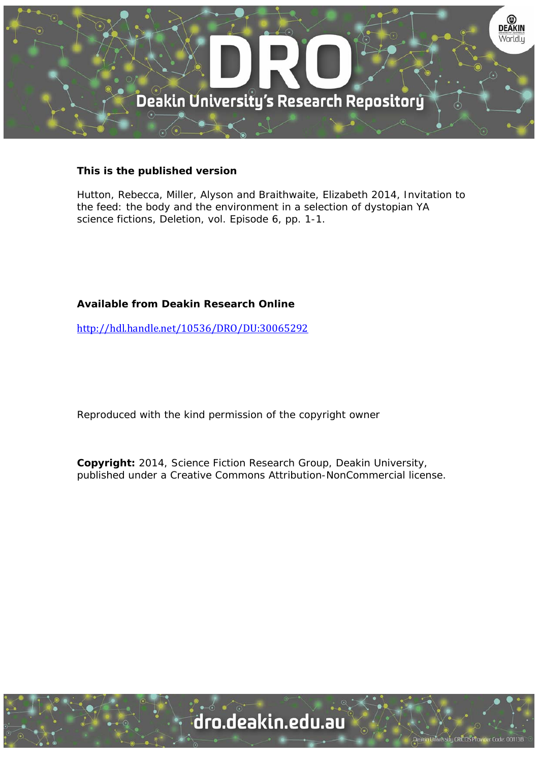**This is the published version**

Hutton, Rebecca, Miller, Alyson and Braithwaite, Elizabeth 2014, Invitation to the feed: the body and the environment in a selection of dystopian YA science fictions, Deletion, vol. Episode 6, pp. 1-1.

**Available from Deakin Research Online**

http://hdl.handle.net/10536/DRO/DU:30065292

Reproduced with the kind permission of the copyright owner

**Copyright:** 2014, Science Fiction Research Group, Deakin University, published under a Creative Commons Attribution-NonCommercial license.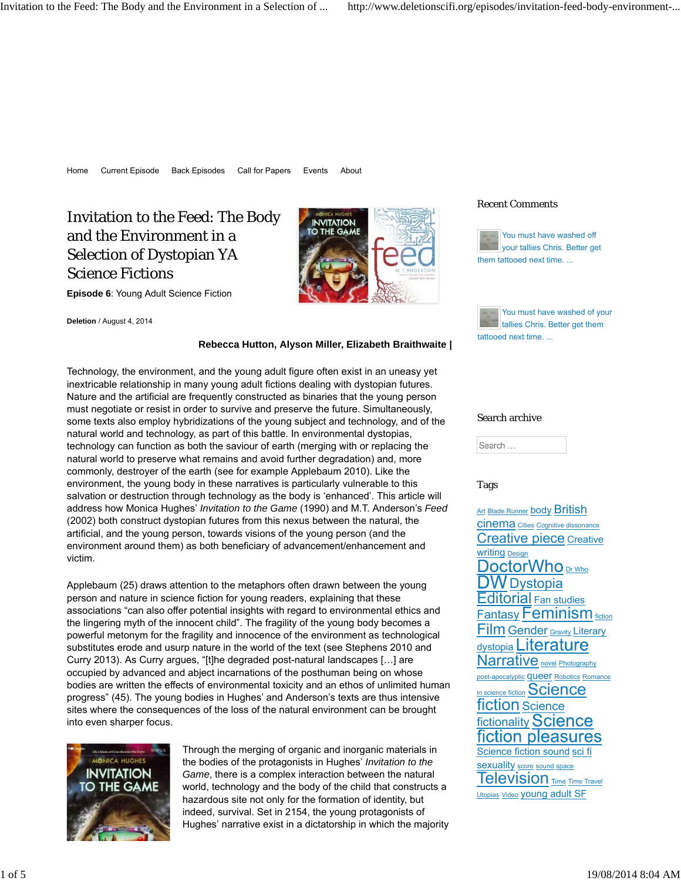Home Current Episode Back Episodes Call for Papers Events About

# Invitation to the Feed: The Body and the Environment in a Selection of Dystopian YA Science Fictions

**Episode 6**: Young Adult Science Fiction

**Deletion** / August 4, 2014

**Rebecca Hutton, Alyson Miller, Elizabeth Braithwaite |**

Technology, the environment, and the young adult figure often exist in an uneasy yet inextricable relationship in many young adult fictions dealing with dystopian futures. Nature and the artificial are frequently constructed as binaries that the young person must negotiate or resist in order to survive and preserve the future. Simultaneously, some texts also employ hybridizations of the young subject and technology, and of the natural world and technology, as part of this battle. In environmental dystopias, technology can function as both the saviour of earth (merging with or replacing the natural world to preserve what remains and avoid further degradation) and, more commonly, destroyer of the earth (see for example Applebaum 2010). Like the environment, the young body in these narratives is particularly vulnerable to this salvation or destruction through technology as the body is 'enhanced'. This article will address how Monica Hughes' *Invitation to the Game* (1990) and M.T. Anderson's *Feed* (2002) both construct dystopian futures from this nexus between the natural, the artificial, and the young person, towards visions of the young person (and the environment around them) as both beneficiary of advancement/enhancement and victim.

Applebaum (25) draws attention to the metaphors often drawn between the young person and nature in science fiction for young readers, explaining that these associations "can also offer potential insights with regard to environmental ethics and the lingering myth of the innocent child". The fragility of the young body becomes a powerful metonym for the fragility and innocence of the environment as technological substitutes erode and usurp nature in the world of the text (see Stephens 2010 and Curry 2013). As Curry argues, "[t]he degraded post-natural landscapes […] are occupied by advanced and abject incarnations of the posthuman being on whose bodies are written the effects of environmental toxicity and an ethos of unlimited human progress" (45). The young bodies in Hughes' and Anderson's texts are thus intensive sites where the consequences of the loss of the natural environment can be brought into even sharper focus.

Through the merging of organic and inorganic materials in the bodies of the protagonists in Hughes' *Invitation to the Game*, there is a complex interaction between the natural world, technology and the body of the child that constructs a hazardous site not only for the formation of identity, but indeed, survival. Set in 2154, the young protagonists of Hughes' narrative exist in a dictatorship in which the majority

## Recent Comments

You must have washed off your tallies Chris. Better get them tattooed next time. ...

You must have washed of your tallies Chris. Better get them tattooed next time. ...

## Search archive

Search …

## Tags

Art Blade Runner body British cinema Cities Cognitive dissonance Creative piece Creative writing Design DoctorWho Dr Who DW Dystopia Editorial Fan studies Fantasy Feminism fiction Film Gender Gravity Literary dystopia Literature Narrative novel Photography post-apocalyptic queer Robotics Romance in science fiction Science fiction Science fictionality Science fiction pleasures Science fiction sound sci fi sexuality score sound space Television Time Time Travel Utopias Video young adult SF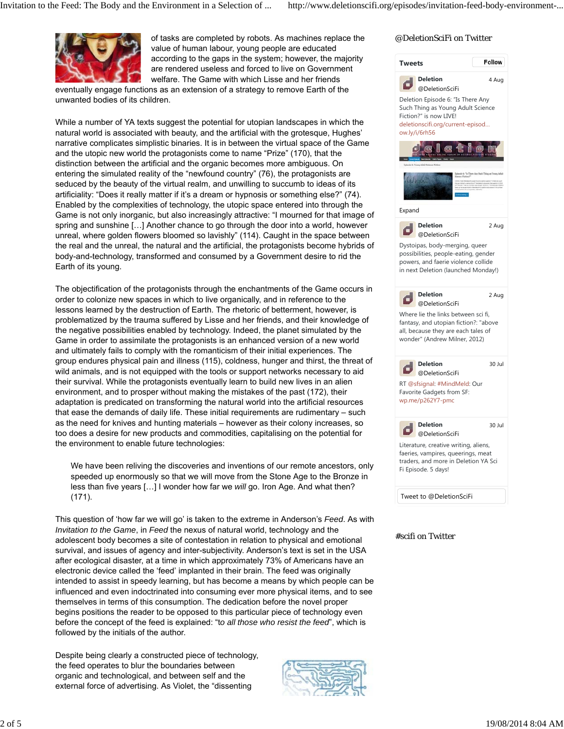of tasks are completed by robots. As machines replace the value of human labour, young people are educated according to the gaps in the system; however, the majority are rendered useless and forced to live on Government welfare. The Game with which Lisse and her friends eventually engage functions as an extension of a strategy to remove Earth of the unwanted bodies of its children.

While a number of YA texts suggest the potential for utopian landscapes in which the natural world is associated with beauty, and the artificial with the grotesque, Hughes' narrative complicates simplistic binaries. It is in between the virtual space of the Game and the utopic new world the protagonists come to name "Prize" (170), that the distinction between the artificial and the organic becomes more ambiguous. On entering the simulated reality of the "newfound country" (76), the protagonists are seduced by the beauty of the virtual realm, and unwilling to succumb to ideas of its artificiality: "Does it really matter if it's a dream or hypnosis or something else?" (74). Enabled by the complexities of technology, the utopic space entered into through the Game is not only inorganic, but also increasingly attractive: "I mourned for that image of spring and sunshine […] Another chance to go through the door into a world, however unreal, where golden flowers bloomed so lavishly" (114). Caught in the space between the real and the unreal, the natural and the artificial, the protagonists become hybrids of body-and-technology, transformed and consumed by a Government desire to rid the Earth of its young.

The objectification of the protagonists through the enchantments of the Game occurs in order to colonize new spaces in which to live organically, and in reference to the lessons learned by the destruction of Earth. The rhetoric of betterment, however, is problematized by the trauma suffered by Lisse and her friends, and their knowledge of the negative possibilities enabled by technology. Indeed, the planet simulated by the Game in order to assimilate the protagonists is an enhanced version of a new world and ultimately fails to comply with the romanticism of their initial experiences. The group endures physical pain and illness (115), coldness, hunger and thirst, the threat of wild animals, and is not equipped with the tools or support networks necessary to aid their survival. While the protagonists eventually learn to build new lives in an alien environment, and to prosper without making the mistakes of the past (172), their adaptation is predicated on transforming the natural world into the artificial resources that ease the demands of daily life. These initial requirements are rudimentary – such as the need for knives and hunting materials – however as their colony increases, so too does a desire for new products and commodities, capitalising on the potential for the environment to enable future technologies:

> We have been reliving the discoveries and inventions of our remote ancestors, only speeded up enormously so that we will move from the Stone Age to the Bronze in less than five years […] I wonder how far we *will* go. Iron Age. And what then? (171).

This question of 'how far we will go' is taken to the extreme in Anderson's *Feed*. As with *Invitation to the Game*, in *Feed* the nexus of natural world, technology and the adolescent body becomes a site of contestation in relation to physical and emotional survival, and issues of agency and inter-subjectivity. Anderson's text is set in the USA after ecological disaster, at a time in which approximately 73% of Americans have an electronic device called the 'feed' implanted in their brain. The feed was originally intended to assist in speedy learning, but has become a means by which people can be influenced and even indoctrinated into consuming ever more physical items, and to see themselves in terms of this consumption. The dedication before the novel proper begins positions the reader to be opposed to this particular piece of technology even before the concept of the feed is explained: "to *all those who resist the feed*", which is followed by the initials of the author.

Despite being clearly a constructed piece of technology, the feed operates to blur the boundaries between organic and technological, and between self and the external force of advertising. As Violet, the "dissenting

## @DeletionSciFi on Twitter

**Tweets** Follow

**Deletion** @DeletionSciFi 4 Aug
Deletion Episode 6: "Is There Any Such Thing as Young Adult Science Fiction?" is now LIVE! deletionscifi.org/current-episod… ow.ly/i/6rh56

Expand

**Deletion** @DeletionSciFi 2 Aug
Dystoipas, body-merging, queer possibilities, people-eating, gender powers, and faerie violence collide in next Deletion (launched Monday!)

**Deletion** @DeletionSciFi 2 Aug
Where lie the links between sci fi, fantasy, and utopian fiction?: "above all, because they are each tales of wonder" (Andrew Milner, 2012)

**Deletion** @DeletionSciFi 30 Jul
RT @sfsignal: #MindMeld: Our Favorite Gadgets from SF: wp.me/p262Y7-pmc

**Deletion** @DeletionSciFi 30 Jul
Literature, creative writing, aliens, faeries, vampires, queerings, meat traders, and more in Deletion YA Sci Fi Episode. 5 days!

Tweet to @DeletionSciFi

## #scifi on Twitter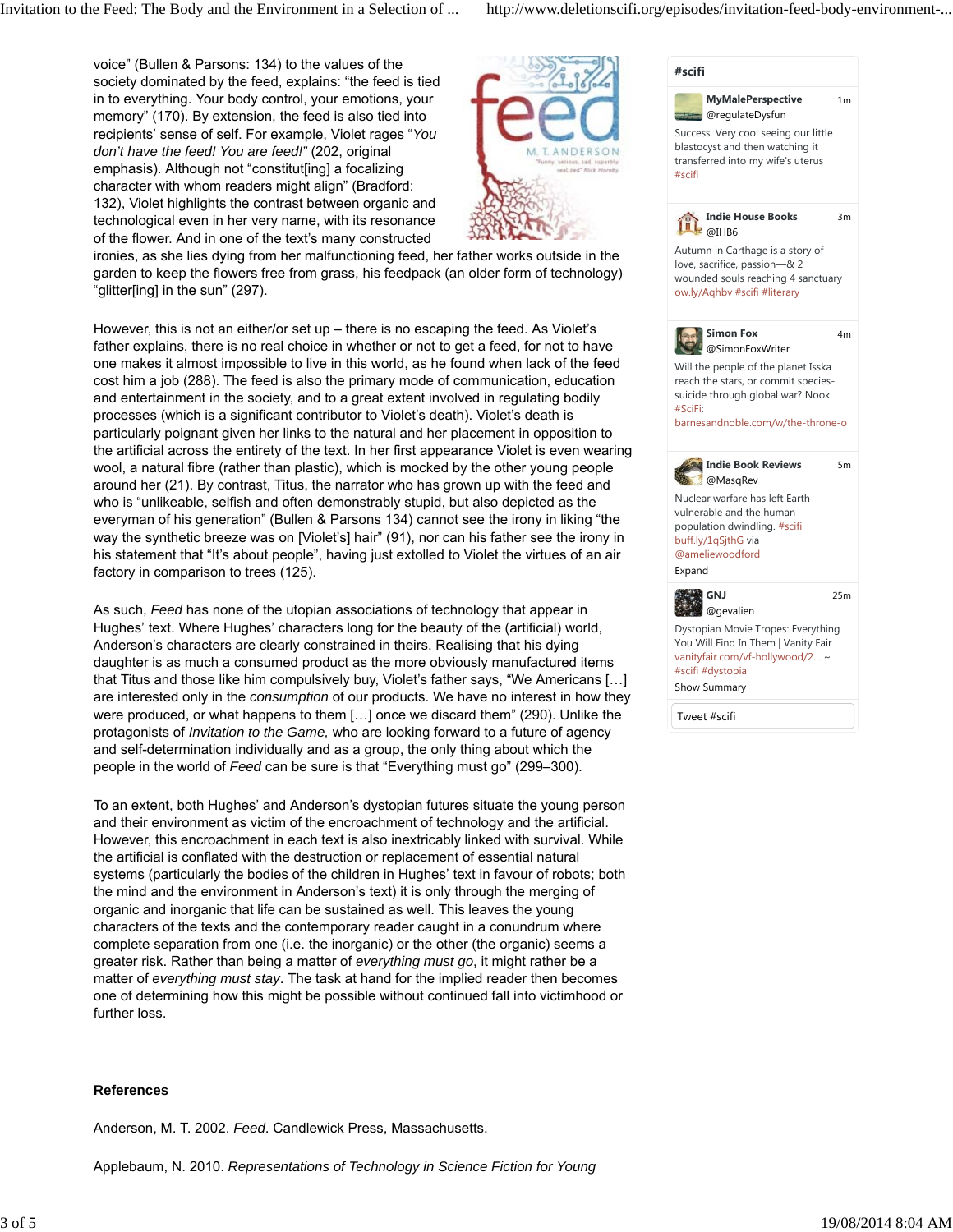voice" (Bullen & Parsons: 134) to the values of the society dominated by the feed, explains: "the feed is tied in to everything. Your body control, your emotions, your memory" (170). By extension, the feed is also tied into recipients' sense of self. For example, Violet rages "*You don't have the feed! You are feed!*" (202, original emphasis). Although not "constitut[ing] a focalizing character with whom readers might align" (Bradford: 132), Violet highlights the contrast between organic and technological even in her very name, with its resonance of the flower. And in one of the text's many constructed ironies, as she lies dying from her malfunctioning feed, her father works outside in the garden to keep the flowers free from grass, his feedpack (an older form of technology) "glitter[ing] in the sun" (297).

However, this is not an either/or set up – there is no escaping the feed. As Violet's father explains, there is no real choice in whether or not to get a feed, for not to have one makes it almost impossible to live in this world, as he found when lack of the feed cost him a job (288). The feed is also the primary mode of communication, education and entertainment in the society, and to a great extent involved in regulating bodily processes (which is a significant contributor to Violet's death). Violet's death is particularly poignant given her links to the natural and her placement in opposition to the artificial across the entirety of the text. In her first appearance Violet is even wearing wool, a natural fibre (rather than plastic), which is mocked by the other young people around her (21). By contrast, Titus, the narrator who has grown up with the feed and who is "unlikeable, selfish and often demonstrably stupid, but also depicted as the everyman of his generation" (Bullen & Parsons 134) cannot see the irony in liking "the way the synthetic breeze was on [Violet's] hair" (91), nor can his father see the irony in his statement that "It's about people", having just extolled to Violet the virtues of an air factory in comparison to trees (125).

As such, *Feed* has none of the utopian associations of technology that appear in Hughes' text. Where Hughes' characters long for the beauty of the (artificial) world, Anderson's characters are clearly constrained in theirs. Realising that his dying daughter is as much a consumed product as the more obviously manufactured items that Titus and those like him compulsively buy, Violet's father says, "We Americans […] are interested only in the *consumption* of our products. We have no interest in how they were produced, or what happens to them […] once we discard them" (290). Unlike the protagonists of *Invitation to the Game,* who are looking forward to a future of agency and self-determination individually and as a group, the only thing about which the people in the world of *Feed* can be sure is that "Everything must go" (299–300).

To an extent, both Hughes' and Anderson's dystopian futures situate the young person and their environment as victim of the encroachment of technology and the artificial. However, this encroachment in each text is also inextricably linked with survival. While the artificial is conflated with the destruction or replacement of essential natural systems (particularly the bodies of the children in Hughes' text in favour of robots; both the mind and the environment in Anderson's text) it is only through the merging of organic and inorganic that life can be sustained as well. This leaves the young characters of the texts and the contemporary reader caught in a conundrum where complete separation from one (i.e. the inorganic) or the other (the organic) seems a greater risk. Rather than being a matter of *everything must go*, it might rather be a matter of *everything must stay*. The task at hand for the implied reader then becomes one of determining how this might be possible without continued fall into victimhood or further loss.

**References**

Anderson, M. T. 2002. *Feed*. Candlewick Press, Massachusetts.

Applebaum, N. 2010. *Representations of Technology in Science Fiction for Young*

#scifi

**MyMalePerspective** @regulateDysfun 1m
Success. Very cool seeing our little blastocyst and then watching it transferred into my wife's uterus #scifi

**Indie House Books** @IHB6 3m
Autumn in Carthage is a story of love, sacrifice, passion—& 2 wounded souls reaching 4 sanctuary ow.ly/Aqhbv #scifi #literary

**Simon Fox** @SimonFoxWriter 4m
Will the people of the planet Isska reach the stars, or commit species-suicide through global war? Nook #SciFi: barnesandnoble.com/w/the-throne-o

**Indie Book Reviews** @MasqRev 5m
Nuclear warfare has left Earth vulnerable and the human population dwindling. #scifi buff.ly/1qSjthG via @ameliewoodford
Expand

**GNJ** @gevalien 25m
Dystopian Movie Tropes: Everything You Will Find In Them | Vanity Fair vanityfair.com/vf-hollywood/2... ~ #scifi #dystopia
Show Summary

Tweet #scifi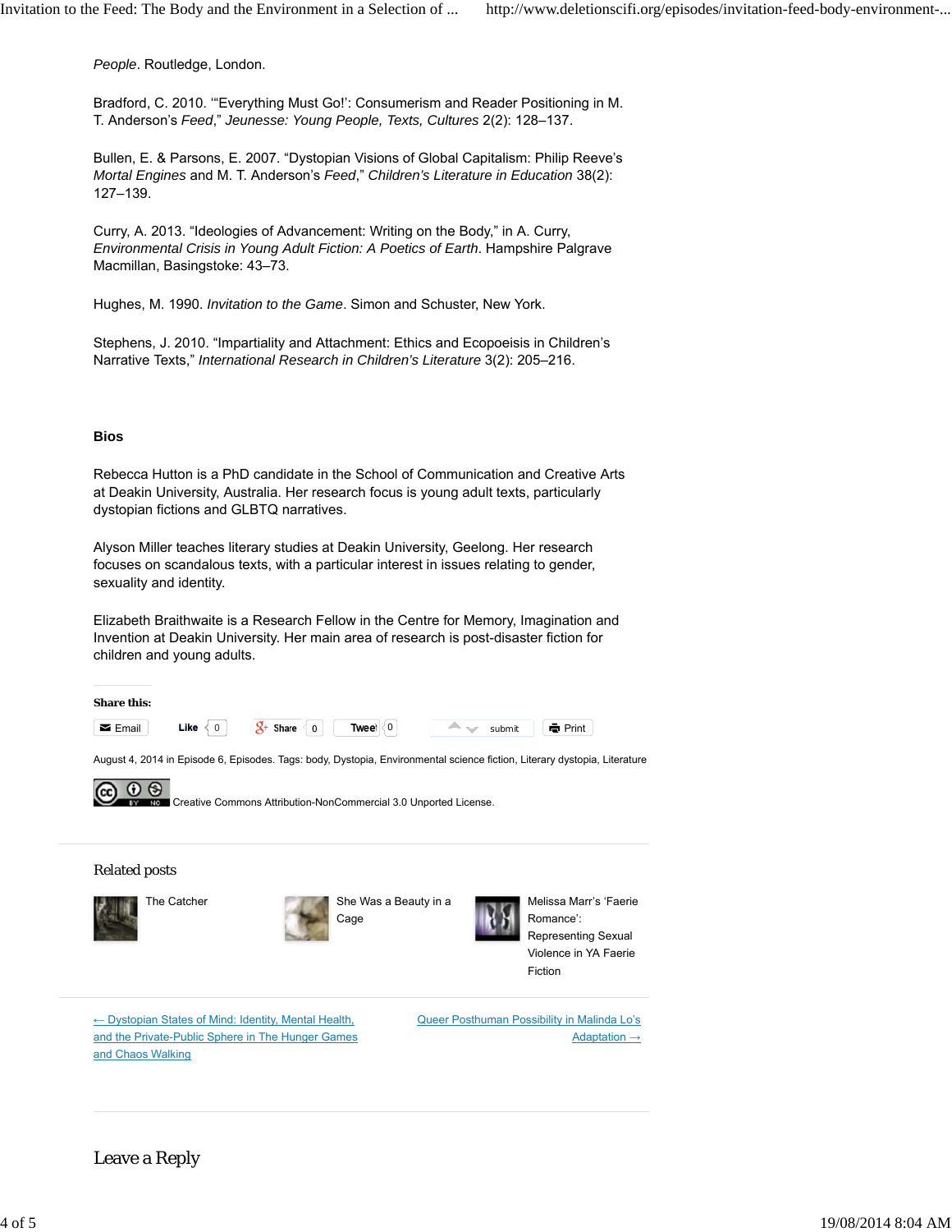People. Routledge, London.

Bradford, C. 2010. "'Everything Must Go!': Consumerism and Reader Positioning in M. T. Anderson's *Feed*," *Jeunesse: Young People, Texts, Cultures* 2(2): 128–137.

Bullen, E. & Parsons, E. 2007. "Dystopian Visions of Global Capitalism: Philip Reeve's *Mortal Engines* and M. T. Anderson's *Feed*," *Children's Literature in Education* 38(2): 127–139.

Curry, A. 2013. "Ideologies of Advancement: Writing on the Body," in A. Curry, *Environmental Crisis in Young Adult Fiction: A Poetics of Earth*. Hampshire Palgrave Macmillan, Basingstoke: 43–73.

Hughes, M. 1990. *Invitation to the Game*. Simon and Schuster, New York.

Stephens, J. 2010. "Impartiality and Attachment: Ethics and Ecopoeisis in Children's Narrative Texts," *International Research in Children's Literature* 3(2): 205–216.

**Bios**

Rebecca Hutton is a PhD candidate in the School of Communication and Creative Arts at Deakin University, Australia. Her research focus is young adult texts, particularly dystopian fictions and GLBTQ narratives.

Alyson Miller teaches literary studies at Deakin University, Geelong. Her research focuses on scandalous texts, with a particular interest in issues relating to gender, sexuality and identity.

Elizabeth Braithwaite is a Research Fellow in the Centre for Memory, Imagination and Invention at Deakin University. Her main area of research is post-disaster fiction for children and young adults.

**Share this:**

Email | Like 0 | Share 0 | Tweet 0 | submit | Print

August 4, 2014 in Episode 6, Episodes. Tags: body, Dystopia, Environmental science fiction, Literary dystopia, Literature

Creative Commons Attribution-NonCommercial 3.0 Unported License.

## Related posts

The Catcher

She Was a Beauty in a Cage

Melissa Marr's 'Faerie Romance': Representing Sexual Violence in YA Faerie Fiction

← Dystopian States of Mind: Identity, Mental Health, and the Private-Public Sphere in The Hunger Games and Chaos Walking

Queer Posthuman Possibility in Malinda Lo's Adaptation →

## Leave a Reply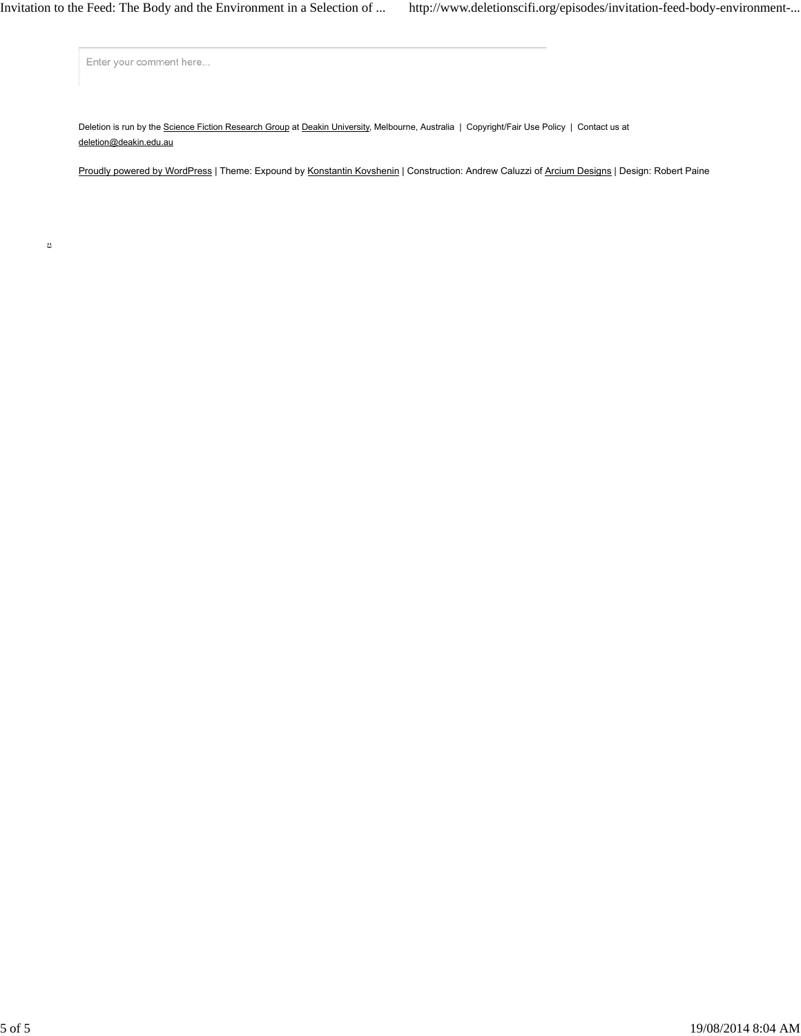Enter your comment here...

Deletion is run by the Science Fiction Research Group at Deakin University, Melbourne, Australia | Copyright/Fair Use Policy | Contact us at deletion@deakin.edu.au

Proudly powered by WordPress | Theme: Expound by Konstantin Kovshenin | Construction: Andrew Caluzzi of Arcium Designs | Design: Robert Paine